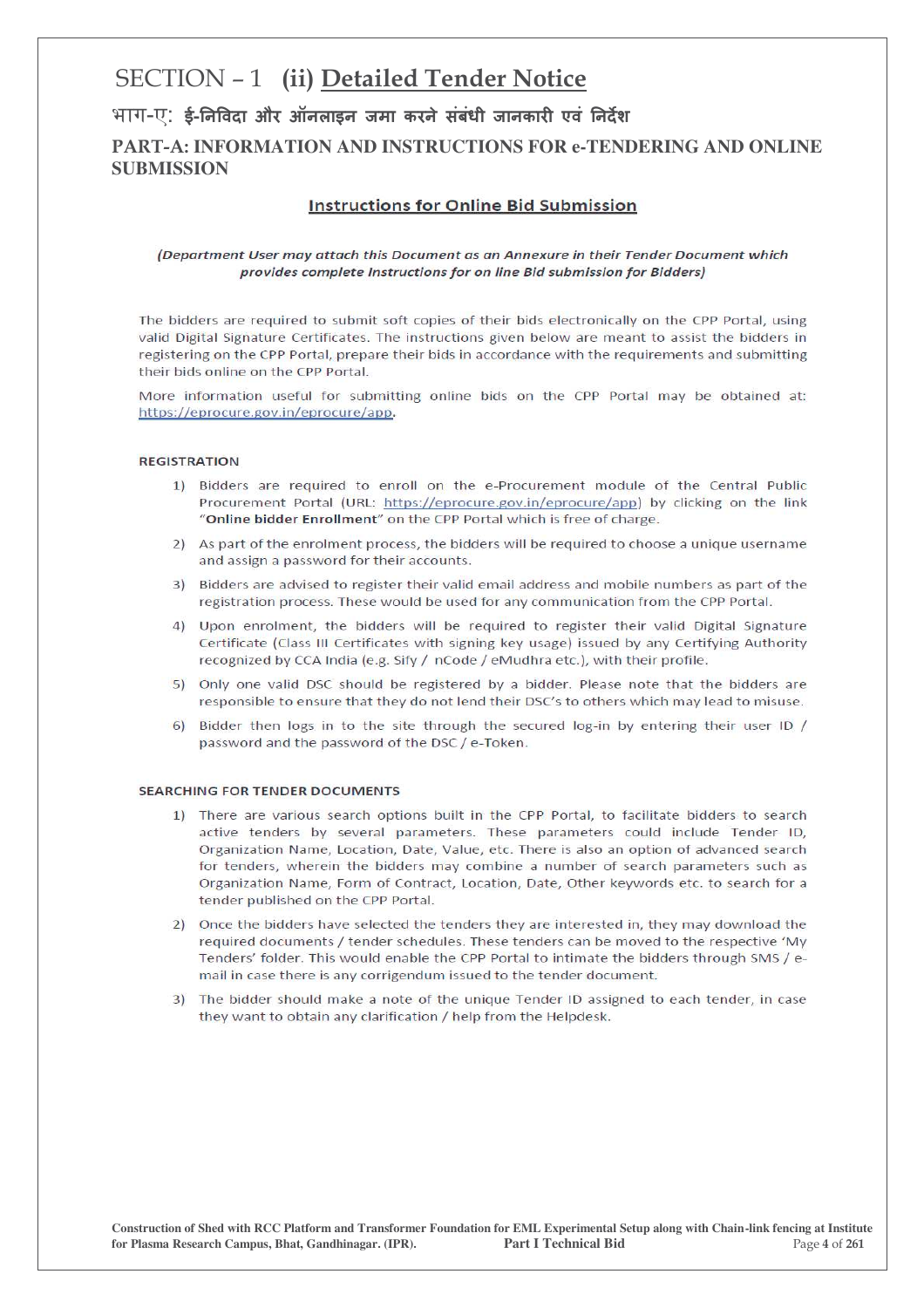# SECTION – 1 (ii) Detailed Tender Notice

## भाग-ए: ई-निविदा और ऑनलाइन जमा करने संबंधी जानकारी एवं निर्देश

## PART-A: INFORMATION AND INSTRUCTIONS FOR e-TENDERING AND ONLINE SUBMISSION

### Instructions for Online Bid Submission

*(Department User may attach this Document as an Annexure in their Tender Document which provides complete Instructions for on line Bid submission for Bidders)*

The bidders are required to submit soft copies of their bids electronically on the CPP Portal, using valid Digital Signature Certificates. The instructions given below are meant to assist the bidders in registering on the CPP Portal, prepare their bids in accordance with the requirements and submitting their bids online on the CPP Portal.

More information useful for submitting online bids on the CPP Portal may be obtained at: https://eprocure.gov.in/eprocure/app.

#### REGISTRATION

1) Bidders are required to enroll on the e-Procurement module of the Central Public Procurement Portal (URL: https://eprocure.gov.in/eprocure/app) by clicking on the link "**Online bidder Enrollment**" on the CPP Portal which is free of charge.
2) As part of the enrolment process, the bidders will be required to choose a unique username and assign a password for their accounts.
3) Bidders are advised to register their valid email address and mobile numbers as part of the registration process. These would be used for any communication from the CPP Portal.
4) Upon enrolment, the bidders will be required to register their valid Digital Signature Certificate (Class III Certificates with signing key usage) issued by any Certifying Authority recognized by CCA India (e.g. Sify / nCode / eMudhra etc.), with their profile.
5) Only one valid DSC should be registered by a bidder. Please note that the bidders are responsible to ensure that they do not lend their DSC's to others which may lead to misuse.
6) Bidder then logs in to the site through the secured log-in by entering their user ID / password and the password of the DSC / e-Token.

#### SEARCHING FOR TENDER DOCUMENTS

1) There are various search options built in the CPP Portal, to facilitate bidders to search active tenders by several parameters. These parameters could include Tender ID, Organization Name, Location, Date, Value, etc. There is also an option of advanced search for tenders, wherein the bidders may combine a number of search parameters such as Organization Name, Form of Contract, Location, Date, Other keywords etc. to search for a tender published on the CPP Portal.
2) Once the bidders have selected the tenders they are interested in, they may download the required documents / tender schedules. These tenders can be moved to the respective 'My Tenders' folder. This would enable the CPP Portal to intimate the bidders through SMS / e-mail in case there is any corrigendum issued to the tender document.
3) The bidder should make a note of the unique Tender ID assigned to each tender, in case they want to obtain any clarification / help from the Helpdesk.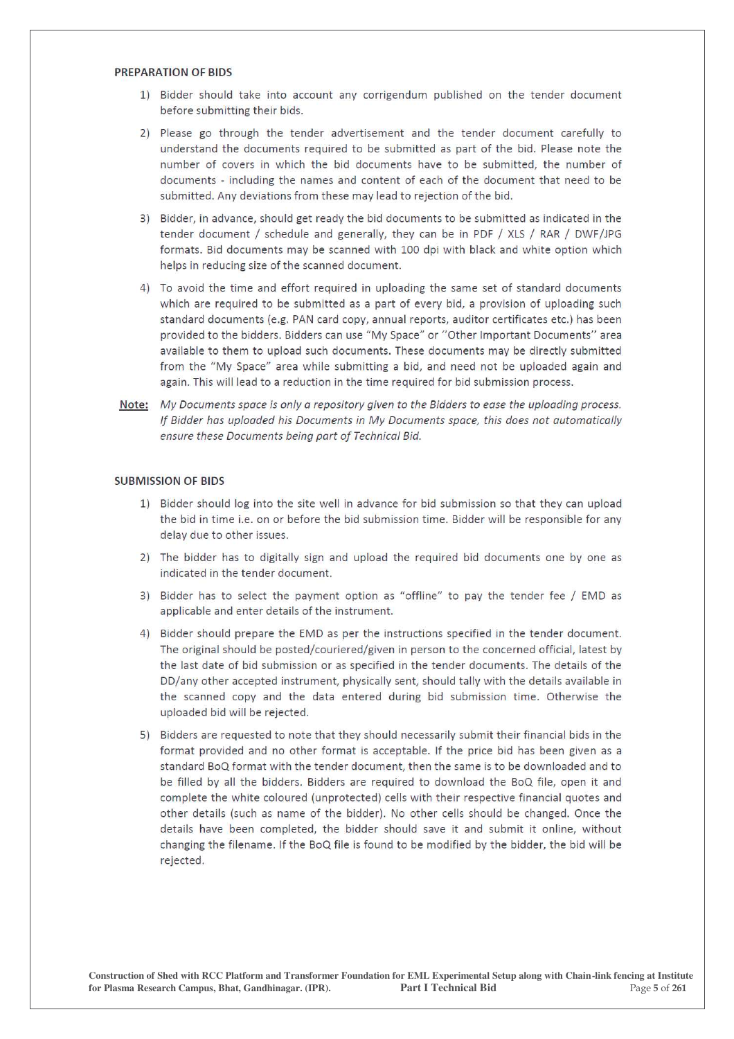**PREPARATION OF BIDS**

1) Bidder should take into account any corrigendum published on the tender document before submitting their bids.
2) Please go through the tender advertisement and the tender document carefully to understand the documents required to be submitted as part of the bid. Please note the number of covers in which the bid documents have to be submitted, the number of documents - including the names and content of each of the document that need to be submitted. Any deviations from these may lead to rejection of the bid.
3) Bidder, in advance, should get ready the bid documents to be submitted as indicated in the tender document / schedule and generally, they can be in PDF / XLS / RAR / DWF/JPG formats. Bid documents may be scanned with 100 dpi with black and white option which helps in reducing size of the scanned document.
4) To avoid the time and effort required in uploading the same set of standard documents which are required to be submitted as a part of every bid, a provision of uploading such standard documents (e.g. PAN card copy, annual reports, auditor certificates etc.) has been provided to the bidders. Bidders can use "My Space" or "Other Important Documents" area available to them to upload such documents. These documents may be directly submitted from the "My Space" area while submitting a bid, and need not be uploaded again and again. This will lead to a reduction in the time required for bid submission process.

<u>Note:</u> *My Documents space is only a repository given to the Bidders to ease the uploading process. If Bidder has uploaded his Documents in My Documents space, this does not automatically ensure these Documents being part of Technical Bid.*

**SUBMISSION OF BIDS**

1) Bidder should log into the site well in advance for bid submission so that they can upload the bid in time i.e. on or before the bid submission time. Bidder will be responsible for any delay due to other issues.
2) The bidder has to digitally sign and upload the required bid documents one by one as indicated in the tender document.
3) Bidder has to select the payment option as "offline" to pay the tender fee / EMD as applicable and enter details of the instrument.
4) Bidder should prepare the EMD as per the instructions specified in the tender document. The original should be posted/couriered/given in person to the concerned official, latest by the last date of bid submission or as specified in the tender documents. The details of the DD/any other accepted instrument, physically sent, should tally with the details available in the scanned copy and the data entered during bid submission time. Otherwise the uploaded bid will be rejected.
5) Bidders are requested to note that they should necessarily submit their financial bids in the format provided and no other format is acceptable. If the price bid has been given as a standard BoQ format with the tender document, then the same is to be downloaded and to be filled by all the bidders. Bidders are required to download the BoQ file, open it and complete the white coloured (unprotected) cells with their respective financial quotes and other details (such as name of the bidder). No other cells should be changed. Once the details have been completed, the bidder should save it and submit it online, without changing the filename. If the BoQ file is found to be modified by the bidder, the bid will be rejected.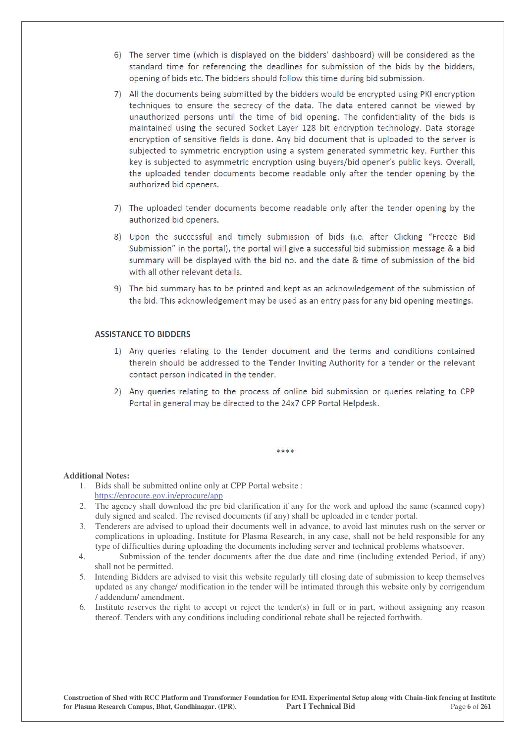6) The server time (which is displayed on the bidders' dashboard) will be considered as the standard time for referencing the deadlines for submission of the bids by the bidders, opening of bids etc. The bidders should follow this time during bid submission.

7) All the documents being submitted by the bidders would be encrypted using PKI encryption techniques to ensure the secrecy of the data. The data entered cannot be viewed by unauthorized persons until the time of bid opening. The confidentiality of the bids is maintained using the secured Socket Layer 128 bit encryption technology. Data storage encryption of sensitive fields is done. Any bid document that is uploaded to the server is subjected to symmetric encryption using a system generated symmetric key. Further this key is subjected to asymmetric encryption using buyers/bid opener's public keys. Overall, the uploaded tender documents become readable only after the tender opening by the authorized bid openers.

7) The uploaded tender documents become readable only after the tender opening by the authorized bid openers.

8) Upon the successful and timely submission of bids (i.e. after Clicking "Freeze Bid Submission" in the portal), the portal will give a successful bid submission message & a bid summary will be displayed with the bid no. and the date & time of submission of the bid with all other relevant details.

9) The bid summary has to be printed and kept as an acknowledgement of the submission of the bid. This acknowledgement may be used as an entry pass for any bid opening meetings.

## ASSISTANCE TO BIDDERS

1) Any queries relating to the tender document and the terms and conditions contained therein should be addressed to the Tender Inviting Authority for a tender or the relevant contact person indicated in the tender.

2) Any queries relating to the process of online bid submission or queries relating to CPP Portal in general may be directed to the 24x7 CPP Portal Helpdesk.

****

**Additional Notes:**

1. Bids shall be submitted online only at CPP Portal website : https://eprocure.gov.in/eprocure/app
2. The agency shall download the pre bid clarification if any for the work and upload the same (scanned copy) duly signed and sealed. The revised documents (if any) shall be uploaded in e tender portal.
3. Tenderers are advised to upload their documents well in advance, to avoid last minutes rush on the server or complications in uploading. Institute for Plasma Research, in any case, shall not be held responsible for any type of difficulties during uploading the documents including server and technical problems whatsoever.
4. Submission of the tender documents after the due date and time (including extended Period, if any) shall not be permitted.
5. Intending Bidders are advised to visit this website regularly till closing date of submission to keep themselves updated as any change/ modification in the tender will be intimated through this website only by corrigendum / addendum/ amendment.
6. Institute reserves the right to accept or reject the tender(s) in full or in part, without assigning any reason thereof. Tenders with any conditions including conditional rebate shall be rejected forthwith.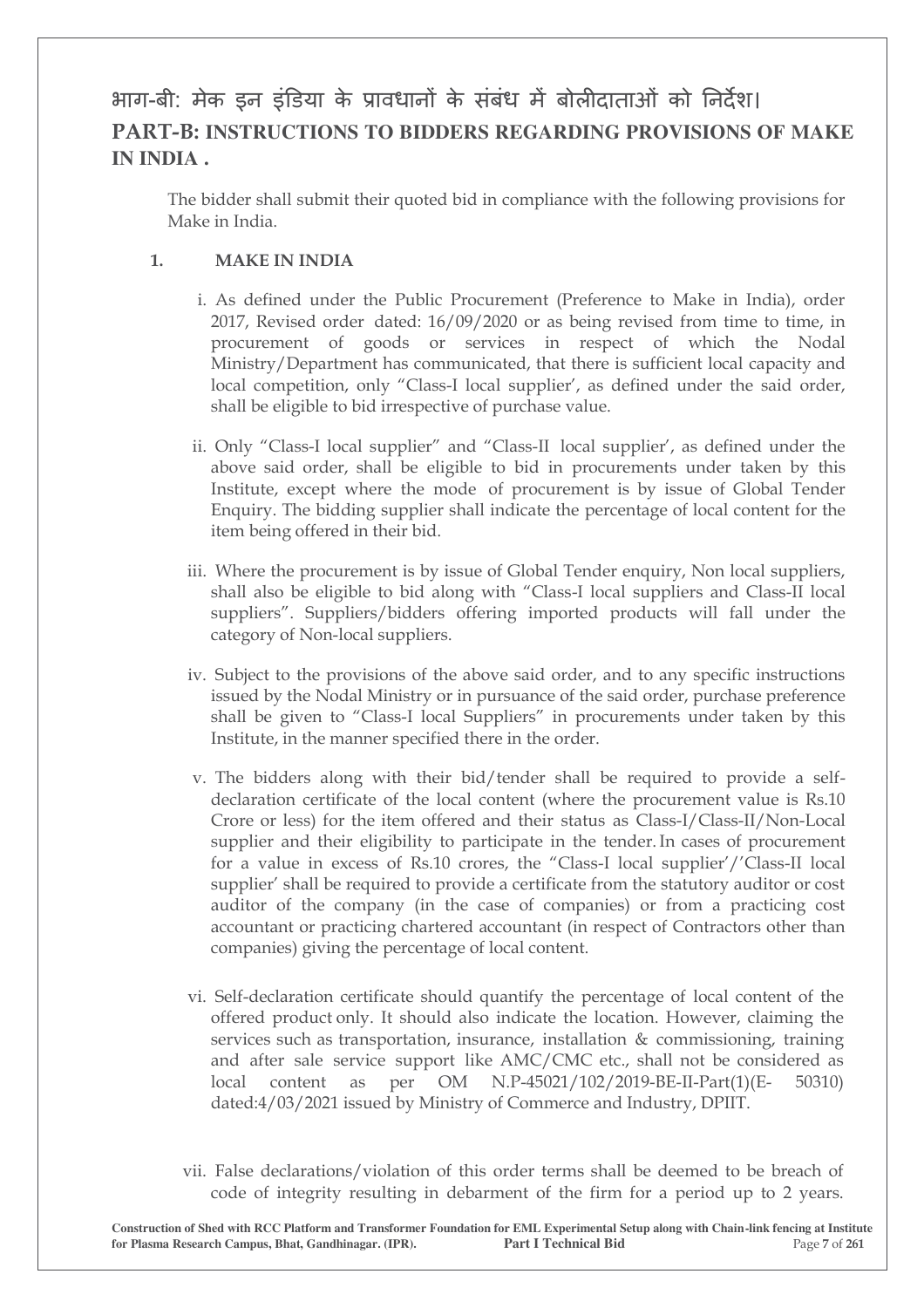# भाग-बी: मेक इन इंडिया के प्रावधानों के संबंध में बोलीदाताओं को निर्देश।

# PART-B: INSTRUCTIONS TO BIDDERS REGARDING PROVISIONS OF MAKE IN INDIA .

The bidder shall submit their quoted bid in compliance with the following provisions for Make in India.

**1. MAKE IN INDIA**

i. As defined under the Public Procurement (Preference to Make in India), order 2017, Revised order dated: 16/09/2020 or as being revised from time to time, in procurement of goods or services in respect of which the Nodal Ministry/Department has communicated, that there is sufficient local capacity and local competition, only "Class-I local supplier', as defined under the said order, shall be eligible to bid irrespective of purchase value.

ii. Only "Class-I local supplier" and "Class-II local supplier', as defined under the above said order, shall be eligible to bid in procurements under taken by this Institute, except where the mode of procurement is by issue of Global Tender Enquiry. The bidding supplier shall indicate the percentage of local content for the item being offered in their bid.

iii. Where the procurement is by issue of Global Tender enquiry, Non local suppliers, shall also be eligible to bid along with "Class-I local suppliers and Class-II local suppliers". Suppliers/bidders offering imported products will fall under the category of Non-local suppliers.

iv. Subject to the provisions of the above said order, and to any specific instructions issued by the Nodal Ministry or in pursuance of the said order, purchase preference shall be given to "Class-I local Suppliers" in procurements under taken by this Institute, in the manner specified there in the order.

v. The bidders along with their bid/tender shall be required to provide a self-declaration certificate of the local content (where the procurement value is Rs.10 Crore or less) for the item offered and their status as Class-I/Class-II/Non-Local supplier and their eligibility to participate in the tender. In cases of procurement for a value in excess of Rs.10 crores, the "Class-I local supplier'/'Class-II local supplier' shall be required to provide a certificate from the statutory auditor or cost auditor of the company (in the case of companies) or from a practicing cost accountant or practicing chartered accountant (in respect of Contractors other than companies) giving the percentage of local content.

vi. Self-declaration certificate should quantify the percentage of local content of the offered product only. It should also indicate the location. However, claiming the services such as transportation, insurance, installation & commissioning, training and after sale service support like AMC/CMC etc., shall not be considered as local content as per OM N.P-45021/102/2019-BE-II-Part(1)(E- 50310) dated:4/03/2021 issued by Ministry of Commerce and Industry, DPIIT.

vii. False declarations/violation of this order terms shall be deemed to be breach of code of integrity resulting in debarment of the firm for a period up to 2 years.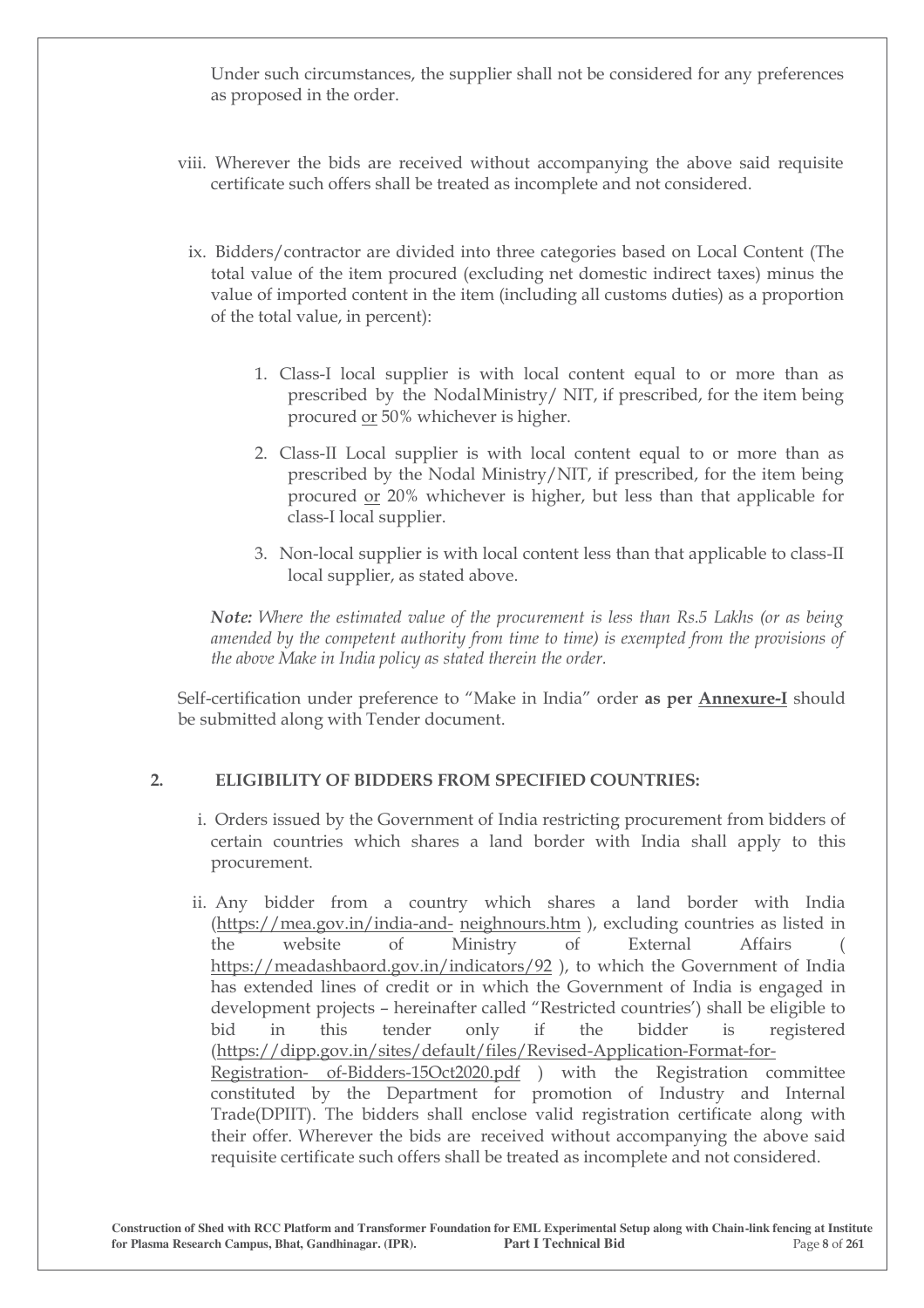Under such circumstances, the supplier shall not be considered for any preferences as proposed in the order.

viii. Wherever the bids are received without accompanying the above said requisite certificate such offers shall be treated as incomplete and not considered.

ix. Bidders/contractor are divided into three categories based on Local Content (The total value of the item procured (excluding net domestic indirect taxes) minus the value of imported content in the item (including all customs duties) as a proportion of the total value, in percent):

1. Class-I local supplier is with local content equal to or more than as prescribed by the Nodal Ministry/ NIT, if prescribed, for the item being procured <u>or</u> 50% whichever is higher.
2. Class-II Local supplier is with local content equal to or more than as prescribed by the Nodal Ministry/NIT, if prescribed, for the item being procured <u>or</u> 20% whichever is higher, but less than that applicable for class-I local supplier.
3. Non-local supplier is with local content less than that applicable to class-II local supplier, as stated above.

***Note:*** *Where the estimated value of the procurement is less than Rs.5 Lakhs (or as being amended by the competent authority from time to time) is exempted from the provisions of the above Make in India policy as stated therein the order.*

Self-certification under preference to "Make in India" order **as per <u>Annexure-I</u>** should be submitted along with Tender document.

## 2. ELIGIBILITY OF BIDDERS FROM SPECIFIED COUNTRIES:

i. Orders issued by the Government of India restricting procurement from bidders of certain countries which shares a land border with India shall apply to this procurement.

ii. Any bidder from a country which shares a land border with India (https://mea.gov.in/india-and- neighnours.htm ), excluding countries as listed in the website of Ministry of External Affairs ( https://meadashbaord.gov.in/indicators/92 ), to which the Government of India has extended lines of credit or in which the Government of India is engaged in development projects – hereinafter called "Restricted countries') shall be eligible to bid in this tender only if the bidder is registered (https://dipp.gov.in/sites/default/files/Revised-Application-Format-for-Registration- of-Bidders-15Oct2020.pdf ) with the Registration committee constituted by the Department for promotion of Industry and Internal Trade(DPIIT). The bidders shall enclose valid registration certificate along with their offer. Wherever the bids are received without accompanying the above said requisite certificate such offers shall be treated as incomplete and not considered.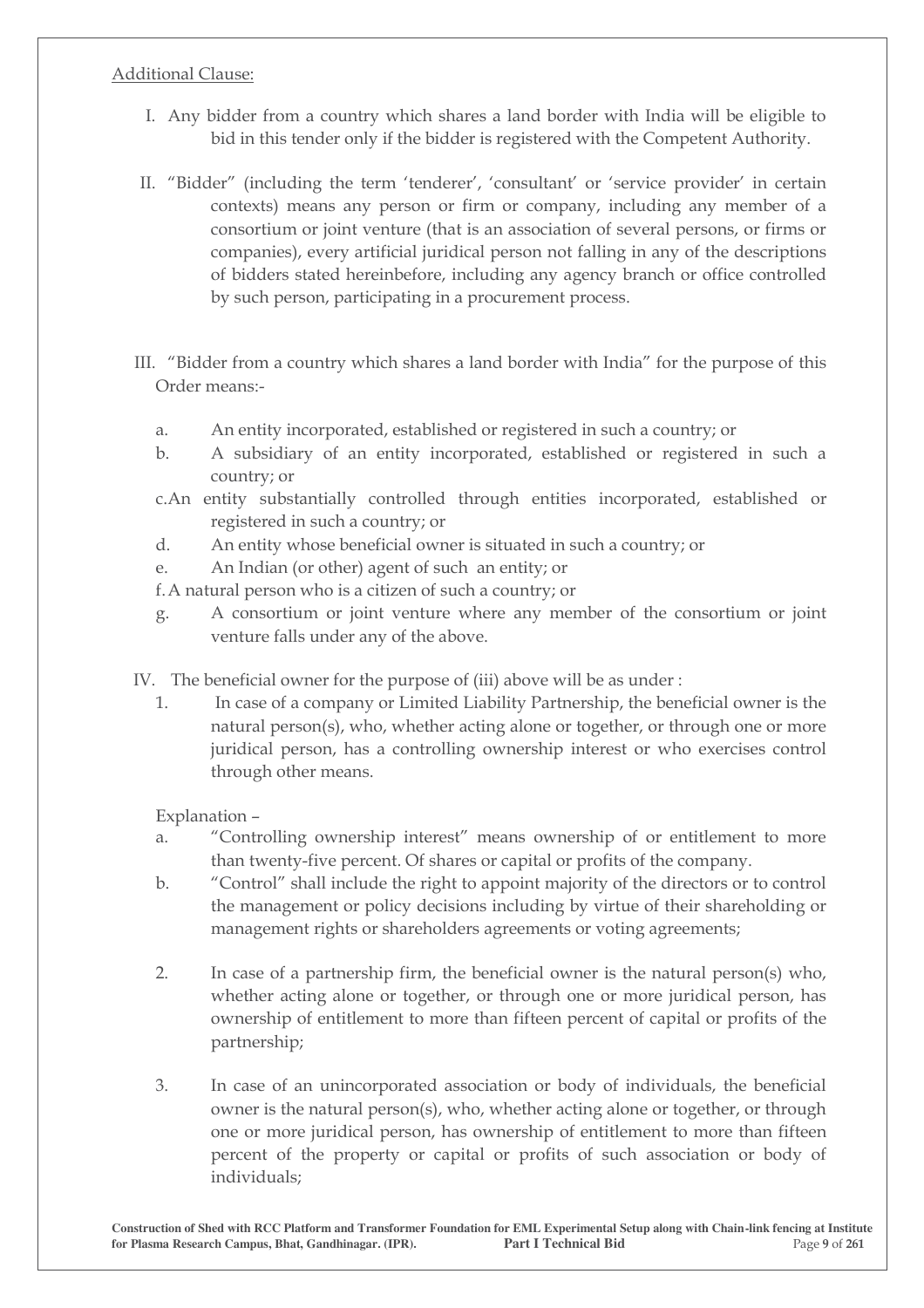Additional Clause:

I. Any bidder from a country which shares a land border with India will be eligible to bid in this tender only if the bidder is registered with the Competent Authority.

II. "Bidder" (including the term 'tenderer', 'consultant' or 'service provider' in certain contexts) means any person or firm or company, including any member of a consortium or joint venture (that is an association of several persons, or firms or companies), every artificial juridical person not falling in any of the descriptions of bidders stated hereinbefore, including any agency branch or office controlled by such person, participating in a procurement process.

III. "Bidder from a country which shares a land border with India" for the purpose of this Order means:-

   a. An entity incorporated, established or registered in such a country; or
   b. A subsidiary of an entity incorporated, established or registered in such a country; or
   c. An entity substantially controlled through entities incorporated, established or registered in such a country; or
   d. An entity whose beneficial owner is situated in such a country; or
   e. An Indian (or other) agent of such an entity; or
   f. A natural person who is a citizen of such a country; or
   g. A consortium or joint venture where any member of the consortium or joint venture falls under any of the above.

IV. The beneficial owner for the purpose of (iii) above will be as under :

   1. In case of a company or Limited Liability Partnership, the beneficial owner is the natural person(s), who, whether acting alone or together, or through one or more juridical person, has a controlling ownership interest or who exercises control through other means.

   Explanation –

   a. "Controlling ownership interest" means ownership of or entitlement to more than twenty-five percent. Of shares or capital or profits of the company.
   b. "Control" shall include the right to appoint majority of the directors or to control the management or policy decisions including by virtue of their shareholding or management rights or shareholders agreements or voting agreements;

   2. In case of a partnership firm, the beneficial owner is the natural person(s) who, whether acting alone or together, or through one or more juridical person, has ownership of entitlement to more than fifteen percent of capital or profits of the partnership;

   3. In case of an unincorporated association or body of individuals, the beneficial owner is the natural person(s), who, whether acting alone or together, or through one or more juridical person, has ownership of entitlement to more than fifteen percent of the property or capital or profits of such association or body of individuals;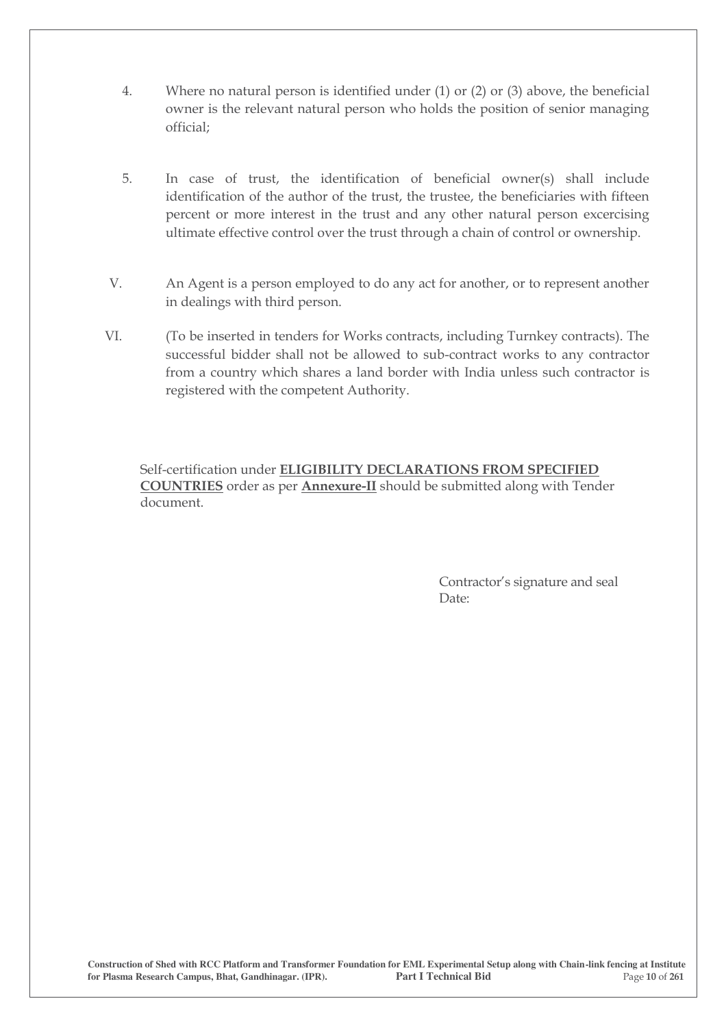4. Where no natural person is identified under (1) or (2) or (3) above, the beneficial owner is the relevant natural person who holds the position of senior managing official;

5. In case of trust, the identification of beneficial owner(s) shall include identification of the author of the trust, the trustee, the beneficiaries with fifteen percent or more interest in the trust and any other natural person excercising ultimate effective control over the trust through a chain of control or ownership.

V. An Agent is a person employed to do any act for another, or to represent another in dealings with third person.

VI. (To be inserted in tenders for Works contracts, including Turnkey contracts). The successful bidder shall not be allowed to sub-contract works to any contractor from a country which shares a land border with India unless such contractor is registered with the competent Authority.

Self-certification under **ELIGIBILITY DECLARATIONS FROM SPECIFIED COUNTRIES** order as per **Annexure-II** should be submitted along with Tender document.

Contractor's signature and seal
Date: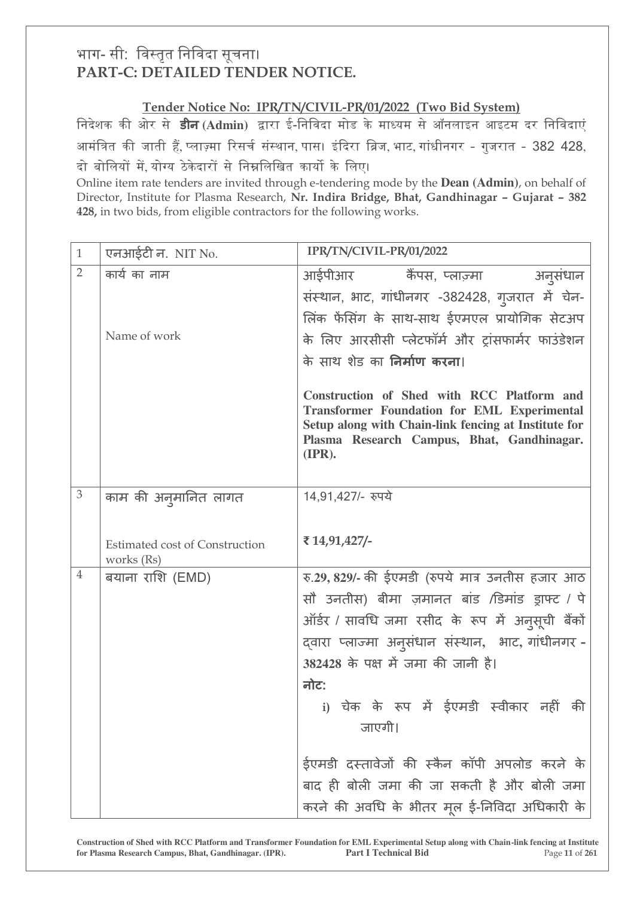## भाग- सी: विस्तृत निविदा सूचना।
## PART-C: DETAILED TENDER NOTICE.

**Tender Notice No: IPR/TN/CIVIL-PR/01/2022 (Two Bid System)**

निदेशक की ओर से **डीन (Admin)** द्वारा ई-निविदा मोड के माध्यम से ऑनलाइन आइटम दर निविदाएं आमंत्रित की जाती हैं, प्लाज़्मा रिसर्च संस्थान, पास। इंदिरा ब्रिज, भाट, गांधीनगर - गुजरात - 382 428, दो बोलियों में, योग्य ठेकेदारों से निम्नलिखित कार्यो के लिए।

Online item rate tenders are invited through e-tendering mode by the **Dean (Admin)**, on behalf of Director, Institute for Plasma Research, **Nr. Indira Bridge, Bhat, Gandhinagar – Gujarat – 382 428,** in two bids, from eligible contractors for the following works.

| | | |
|---|---|---|
| 1 | एनआईटी न. NIT No. | **IPR/TN/CIVIL-PR/01/2022** |
| 2 | कार्य का नाम<br><br>Name of work | आईपीआर कैंपस, प्लाज़्मा अनुसंधान संस्थान, भाट, गांधीनगर -382428, गुजरात में चेन-लिंक फेंसिंग के साथ-साथ ईएमएल प्रायोगिक सेटअप के लिए आरसीसी प्लेटफॉर्म और ट्रांसफार्मर फाउंडेशन के साथ शेड का **निर्माण करना**।<br><br>**Construction of Shed with RCC Platform and Transformer Foundation for EML Experimental Setup along with Chain-link fencing at Institute for Plasma Research Campus, Bhat, Gandhinagar. (IPR).** |
| 3 | काम की अनुमानित लागत<br><br>Estimated cost of Construction works (Rs) | 14,91,427/- रुपये<br><br>**₹ 14,91,427/-** |
| 4 | बयाना राशि (EMD) | रु.**29, 829/-** की ईएमडी (रुपये मात्र उनतीस हजार आठ सौ उनतीस) बीमा ज़मानत बांड /डिमांड ड्राफ्ट / पे ऑर्डर / सावधि जमा रसीद के रूप में अनुसूची बैंकों द्वारा प्लाज्मा अनुसंधान संस्थान, भाट, गांधीनगर - **382428** के पक्ष में जमा की जानी है।<br><br>**नोट:**<br><br>i) चेक के रूप में ईएमडी स्वीकार नहीं की जाएगी।<br><br>ईएमडी दस्तावेजों की स्कैन कॉपी अपलोड करने के बाद ही बोली जमा की जा सकती है और बोली जमा करने की अवधि के भीतर मूल ई-निविदा अधिकारी के |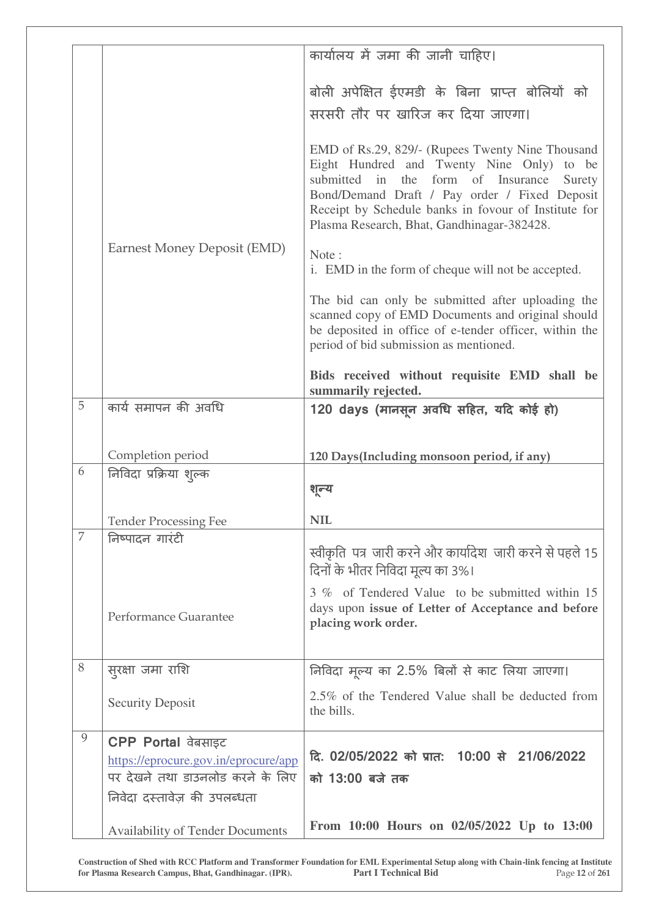| | | |
|---|---|---|
| | Earnest Money Deposit (EMD) | कार्यालय में जमा की जानी चाहिए।<br><br>बोली अपेक्षित ईएमडी के बिना प्राप्त बोलियों को सरसरी तौर पर खारिज कर दिया जाएगा।<br><br>EMD of Rs.29, 829/- (Rupees Twenty Nine Thousand Eight Hundred and Twenty Nine Only) to be submitted in the form of Insurance Surety Bond/Demand Draft / Pay order / Fixed Deposit Receipt by Schedule banks in fovour of Institute for Plasma Research, Bhat, Gandhinagar-382428.<br><br>Note :<br>i. EMD in the form of cheque will not be accepted.<br><br>The bid can only be submitted after uploading the scanned copy of EMD Documents and original should be deposited in office of e-tender officer, within the period of bid submission as mentioned.<br><br>**Bids received without requisite EMD shall be summarily rejected.** |
| 5 | कार्य समापन की अवधि<br><br>Completion period | **120 days (मानसून अवधि सहित, यदि कोई हो)**<br><br>**120 Days(Including monsoon period, if any)** |
| 6 | निविदा प्रक्रिया शुल्क<br><br>Tender Processing Fee | **शून्य**<br><br>**NIL** |
| 7 | निष्पादन गारंटी<br><br>Performance Guarantee | स्वीकृति पत्र जारी करने और कार्यादेश जारी करने से पहले 15 दिनों के भीतर निविदा मूल्य का 3%।<br><br>3 % of Tendered Value to be submitted within 15 days upon **issue of Letter of Acceptance and before placing work order.** |
| 8 | सुरक्षा जमा राशि<br><br>Security Deposit | निविदा मूल्य का 2.5% बिलों से काट लिया जाएगा।<br><br>2.5% of the Tendered Value shall be deducted from the bills. |
| 9 | **CPP Portal** वेबसाइट https://eprocure.gov.in/eprocure/app पर देखने तथा डाउनलोड करने के लिए निवेदा दस्तावेज़ की उपलब्धता<br><br>Availability of Tender Documents | **दि. 02/05/2022 को प्रात: 10:00 से 21/06/2022 को 13:00 बजे तक**<br><br>**From 10:00 Hours on 02/05/2022 Up to 13:00** |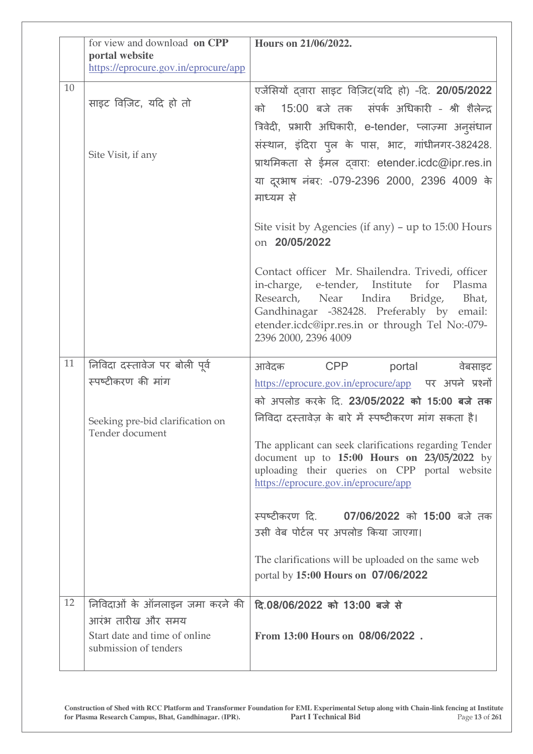|  |  |  |
|---|---|---|
|  | for view and download **on CPP portal website** https://eprocure.gov.in/eprocure/app | **Hours on 21/06/2022.** |
| 10 | साइट विज़िट, यदि हो तो<br><br>Site Visit, if any | एजेंसियों द्वारा साइट विज़िट(यदि हो) -दि. **20/05/2022** को 15:00 बजे तक संपर्क अधिकारी - श्री शैलेन्द्र त्रिवेदी, प्रभारी अधिकारी, e-tender, प्लाज़्मा अनुसंधान संस्थान, इंदिरा पुल के पास, भाट, गांधीनगर-382428. प्राथमिकता से ईमल द्वारा: etender.icdc@ipr.res.in या दूरभाष नंबर: -079-2396 2000, 2396 4009 के माध्यम से<br><br>Site visit by Agencies (if any) – up to 15:00 Hours on **20/05/2022**<br><br>Contact officer Mr. Shailendra. Trivedi, officer in-charge, e-tender, Institute for Plasma Research, Near Indira Bridge, Bhat, Gandhinagar -382428. Preferably by email: etender.icdc@ipr.res.in or through Tel No:-079-2396 2000, 2396 4009 |
| 11 | निविदा दस्तावेज पर बोली पूर्व स्पष्टीकरण की मांग<br><br>Seeking pre-bid clarification on Tender document | आवेदक CPP portal वेबसाइट https://eprocure.gov.in/eprocure/app पर अपने प्रश्नों को अपलोड करके दि. **23/05/2022 को 15:00 बजे तक** निविदा दस्तावेज़ के बारे में स्पष्टीकरण मांग सकता है।<br><br>The applicant can seek clarifications regarding Tender document up to **15:00 Hours on 23/05/2022** by uploading their queries on CPP portal website https://eprocure.gov.in/eprocure/app<br><br>स्पष्टीकरण दि. **07/06/2022** को **15:00** बजे तक उसी वेब पोर्टल पर अपलोड किया जाएगा।<br><br>The clarifications will be uploaded on the same web portal by **15:00 Hours on 07/06/2022** |
| 12 | निविदाओं के ऑनलाइन जमा करने की आरंभ तारीख और समय<br>Start date and time of online submission of tenders | **दि.08/06/2022 को 13:00 बजे से**<br><br>**From 13:00 Hours on 08/06/2022 .** |

**Construction of Shed with RCC Platform and Transformer Foundation for EML Experimental Setup along with Chain-link fencing at Institute for Plasma Research Campus, Bhat, Gandhinagar. (IPR).** **Part I Technical Bid**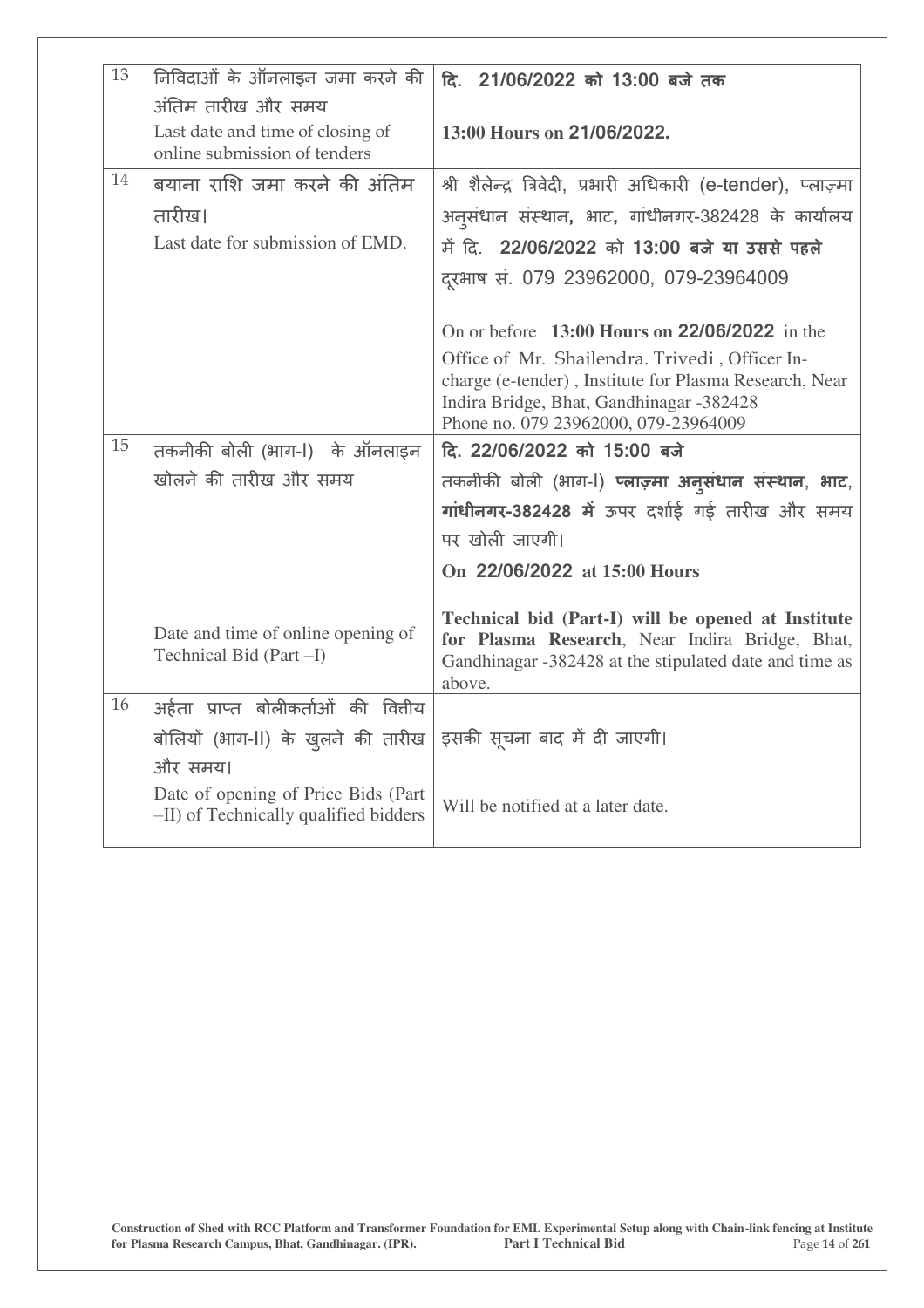| 13 | निविदाओं के ऑनलाइन जमा करने की अंतिम तारीख और समय<br>Last date and time of closing of online submission of tenders | **दि. 21/06/2022 को 13:00 बजे तक**<br><br>**13:00 Hours on 21/06/2022.** |
|---|---|---|
| 14 | बयाना राशि जमा करने की अंतिम तारीख।<br>Last date for submission of EMD. | श्री शैलेन्द्र त्रिवेदी, प्रभारी अधिकारी (e-tender), प्लाज़्मा अनुसंधान संस्थान, भाट, गांधीनगर-382428 के कार्यालय में दि. **22/06/2022** को **13:00 बजे या उससे पहले** दूरभाष सं. 079 23962000, 079-23964009<br><br>On or before **13:00 Hours on 22/06/2022** in the Office of Mr. Shailendra. Trivedi , Officer In-charge (e-tender) , Institute for Plasma Research, Near Indira Bridge, Bhat, Gandhinagar -382428<br>Phone no. 079 23962000, 079-23964009 |
| 15 | तकनीकी बोली (भाग-I) के ऑनलाइन खोलने की तारीख और समय<br><br>Date and time of online opening of Technical Bid (Part –I) | **दि. 22/06/2022 को 15:00 बजे**<br>तकनीकी बोली (भाग-I) **प्लाज़्मा अनुसंधान संस्थान**, **भाट**, **गांधीनगर-382428 में** ऊपर दर्शाई गई तारीख और समय पर खोली जाएगी।<br>**On 22/06/2022 at 15:00 Hours**<br><br>**Technical bid (Part-I) will be opened at Institute for Plasma Research**, Near Indira Bridge, Bhat, Gandhinagar -382428 at the stipulated date and time as above. |
| 16 | अर्हता प्राप्त बोलीकर्ताओं की वित्तीय बोलियों (भाग-II) के खुलने की तारीख और समय।<br>Date of opening of Price Bids (Part –II) of Technically qualified bidders | इसकी सूचना बाद में दी जाएगी।<br><br>Will be notified at a later date. |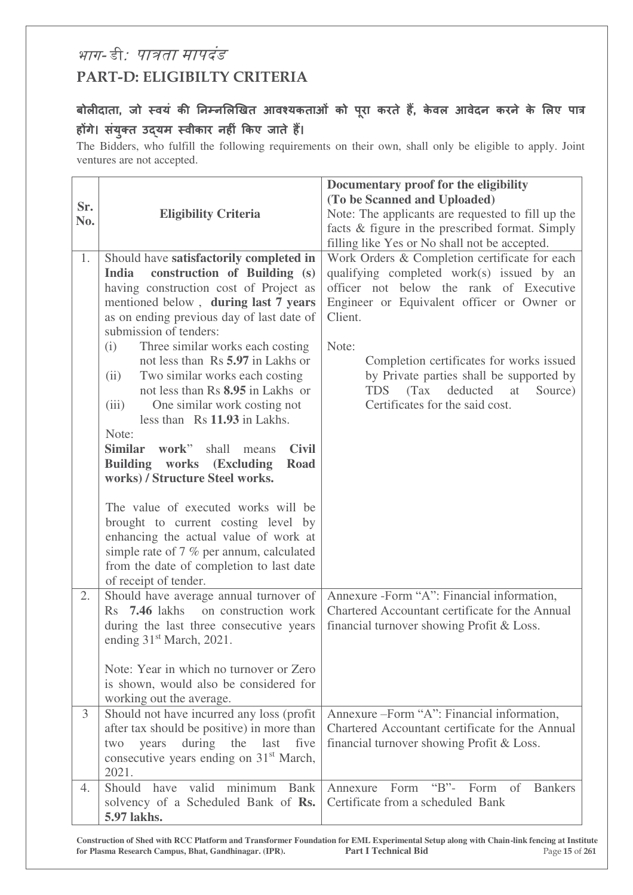# भाग- डी: पात्रता मापदंड

# PART-D: ELIGIBILTY CRITERIA

**बोलीदाता, जो स्वयं की निम्नलिखित आवश्यकताओं को पूरा करते हैं, केवल आवेदन करने के लिए पात्र होंगे। संयुक्त उद्यम स्वीकार नहीं किए जाते हैं।**

The Bidders, who fulfill the following requirements on their own, shall only be eligible to apply. Joint ventures are not accepted.

| Sr. No. | Eligibility Criteria | Documentary proof for the eligibility (To be Scanned and Uploaded) Note: The applicants are requested to fill up the facts & figure in the prescribed format. Simply filling like Yes or No shall not be accepted. |
|---|---|---|
| 1. | Should have **satisfactorily completed in India construction of Building (s)** having construction cost of Project as mentioned below , **during last 7 years** as on ending previous day of last date of submission of tenders:<br>(i) Three similar works each costing not less than Rs **5.97** in Lakhs or<br>(ii) Two similar works each costing not less than Rs **8.95** in Lakhs or<br>(iii) One similar work costing not less than Rs **11.93** in Lakhs.<br>Note:<br>**Similar work**" shall means **Civil Building works (Excluding Road works) / Structure Steel works.**<br><br>The value of executed works will be brought to current costing level by enhancing the actual value of work at simple rate of 7 % per annum, calculated from the date of completion to last date of receipt of tender. | Work Orders & Completion certificate for each qualifying completed work(s) issued by an officer not below the rank of Executive Engineer or Equivalent officer or Owner or Client.<br><br>Note:<br>Completion certificates for works issued by Private parties shall be supported by TDS (Tax deducted at Source) Certificates for the said cost. |
| 2. | Should have average annual turnover of Rs **7.46** lakhs on construction work during the last three consecutive years ending 31st March, 2021.<br><br>Note: Year in which no turnover or Zero is shown, would also be considered for working out the average. | Annexure -Form "A": Financial information, Chartered Accountant certificate for the Annual financial turnover showing Profit & Loss. |
| 3 | Should not have incurred any loss (profit after tax should be positive) in more than two years during the last five consecutive years ending on 31st March, 2021. | Annexure –Form "A": Financial information, Chartered Accountant certificate for the Annual financial turnover showing Profit & Loss. |
| 4. | Should have valid minimum Bank solvency of a Scheduled Bank of **Rs. 5.97 lakhs.** | Annexure Form "B"- Form of Bankers Certificate from a scheduled Bank |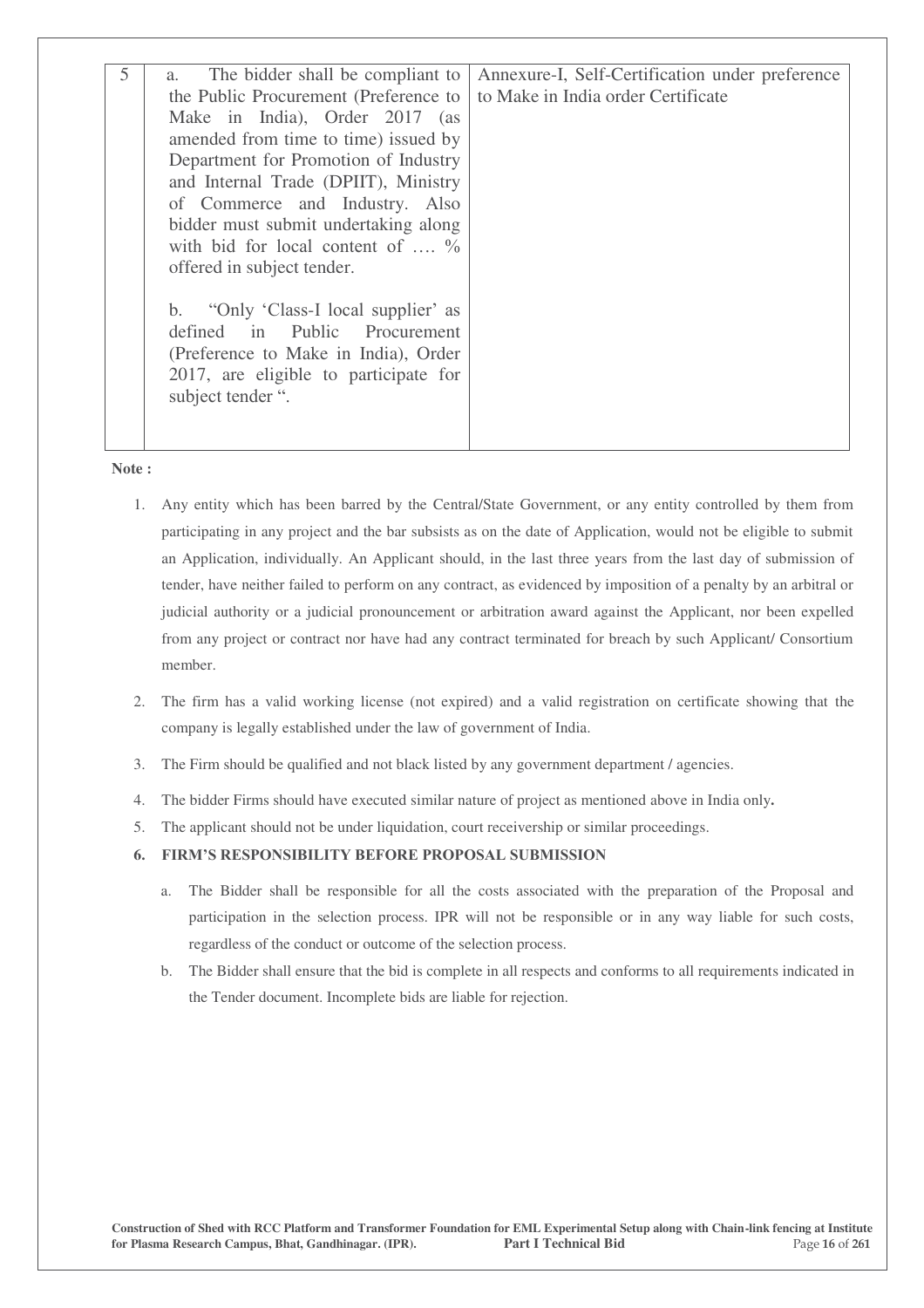| 5 | a. The bidder shall be compliant to the Public Procurement (Preference to Make in India), Order 2017 (as amended from time to time) issued by Department for Promotion of Industry and Internal Trade (DPIIT), Ministry of Commerce and Industry. Also bidder must submit undertaking along with bid for local content of …. % offered in subject tender.<br><br>b. "Only 'Class-I local supplier' as defined in Public Procurement (Preference to Make in India), Order 2017, are eligible to participate for subject tender ". | Annexure-I, Self-Certification under preference to Make in India order Certificate |
|---|---|---|

**Note :**

1. Any entity which has been barred by the Central/State Government, or any entity controlled by them from participating in any project and the bar subsists as on the date of Application, would not be eligible to submit an Application, individually. An Applicant should, in the last three years from the last day of submission of tender, have neither failed to perform on any contract, as evidenced by imposition of a penalty by an arbitral or judicial authority or a judicial pronouncement or arbitration award against the Applicant, nor been expelled from any project or contract nor have had any contract terminated for breach by such Applicant/ Consortium member.
2. The firm has a valid working license (not expired) and a valid registration on certificate showing that the company is legally established under the law of government of India.
3. The Firm should be qualified and not black listed by any government department / agencies.
4. The bidder Firms should have executed similar nature of project as mentioned above in India only**.**
5. The applicant should not be under liquidation, court receivership or similar proceedings.
6. **FIRM'S RESPONSIBILITY BEFORE PROPOSAL SUBMISSION**
   a. The Bidder shall be responsible for all the costs associated with the preparation of the Proposal and participation in the selection process. IPR will not be responsible or in any way liable for such costs, regardless of the conduct or outcome of the selection process.
   b. The Bidder shall ensure that the bid is complete in all respects and conforms to all requirements indicated in the Tender document. Incomplete bids are liable for rejection.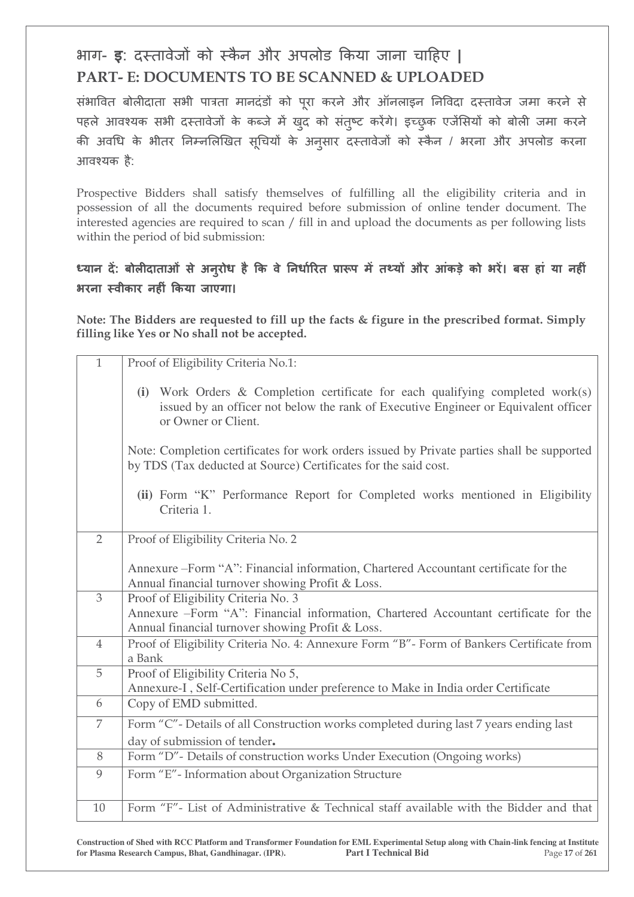## भाग- इ: दस्तावेजों को स्कैन और अपलोड किया जाना चाहिए |
## PART- E: DOCUMENTS TO BE SCANNED & UPLOADED

संभावित बोलीदाता सभी पात्रता मानदंडों को पूरा करने और ऑनलाइन निविदा दस्तावेज जमा करने से पहले आवश्यक सभी दस्तावेजों के कब्जे में खुद को संतुष्ट करेंगे। इच्छुक एजेंसियों को बोली जमा करने की अवधि के भीतर निम्नलिखित सूचियों के अनुसार दस्तावेजों को स्कैन / भरना और अपलोड करना आवश्यक है:

Prospective Bidders shall satisfy themselves of fulfilling all the eligibility criteria and in possession of all the documents required before submission of online tender document. The interested agencies are required to scan / fill in and upload the documents as per following lists within the period of bid submission:

**ध्यान दें: बोलीदाताओं से अनुरोध है कि वे निर्धारित प्रारूप में तथ्यों और आंकड़े को भरें। बस हां या नहीं भरना स्वीकार नहीं किया जाएगा।**

**Note: The Bidders are requested to fill up the facts & figure in the prescribed format. Simply filling like Yes or No shall not be accepted.**

| | |
|---|---|
| 1 | Proof of Eligibility Criteria No.1:<br><br>**(i)** Work Orders & Completion certificate for each qualifying completed work(s) issued by an officer not below the rank of Executive Engineer or Equivalent officer or Owner or Client.<br><br>Note: Completion certificates for work orders issued by Private parties shall be supported by TDS (Tax deducted at Source) Certificates for the said cost.<br><br>**(ii)** Form "K" Performance Report for Completed works mentioned in Eligibility Criteria 1. |
| 2 | Proof of Eligibility Criteria No. 2<br><br>Annexure –Form "A": Financial information, Chartered Accountant certificate for the Annual financial turnover showing Profit & Loss. |
| 3 | Proof of Eligibility Criteria No. 3<br>Annexure –Form "A": Financial information, Chartered Accountant certificate for the Annual financial turnover showing Profit & Loss. |
| 4 | Proof of Eligibility Criteria No. 4: Annexure Form "B"- Form of Bankers Certificate from a Bank |
| 5 | Proof of Eligibility Criteria No 5,<br>Annexure-I , Self-Certification under preference to Make in India order Certificate |
| 6 | Copy of EMD submitted. |
| 7 | Form "C"- Details of all Construction works completed during last 7 years ending last day of submission of tender**.** |
| 8 | Form "D"- Details of construction works Under Execution (Ongoing works) |
| 9 | Form "E"- Information about Organization Structure |
| 10 | Form "F"- List of Administrative & Technical staff available with the Bidder and that |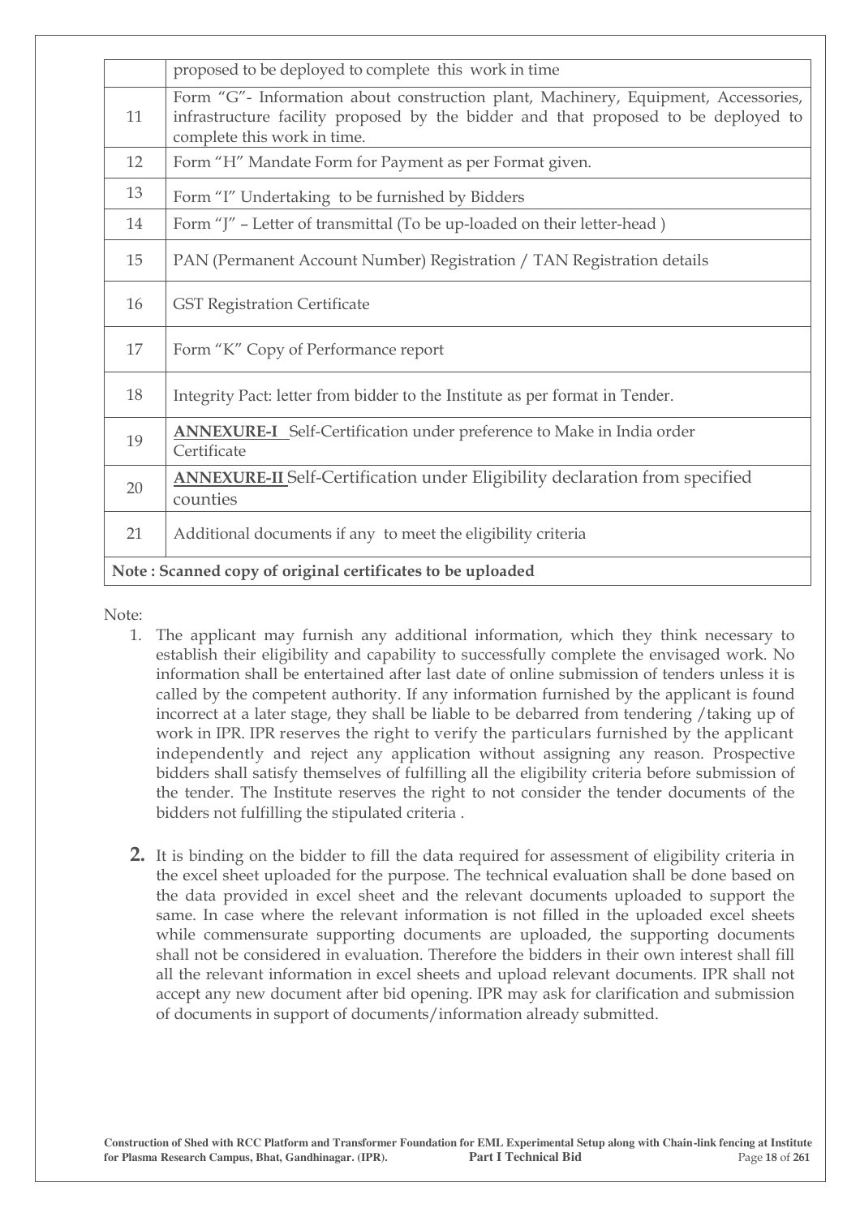| | |
|---|---|
| | proposed to be deployed to complete this work in time |
| 11 | Form "G"- Information about construction plant, Machinery, Equipment, Accessories, infrastructure facility proposed by the bidder and that proposed to be deployed to complete this work in time. |
| 12 | Form "H" Mandate Form for Payment as per Format given. |
| 13 | Form "I" Undertaking to be furnished by Bidders |
| 14 | Form "J" – Letter of transmittal (To be up-loaded on their letter-head ) |
| 15 | PAN (Permanent Account Number) Registration / TAN Registration details |
| 16 | GST Registration Certificate |
| 17 | Form "K" Copy of Performance report |
| 18 | Integrity Pact: letter from bidder to the Institute as per format in Tender. |
| 19 | **ANNEXURE-I** Self-Certification under preference to Make in India order Certificate |
| 20 | **ANNEXURE-II** Self-Certification under Eligibility declaration from specified counties |
| 21 | Additional documents if any to meet the eligibility criteria |
| **Note : Scanned copy of original certificates to be uploaded** | |

Note:

1. The applicant may furnish any additional information, which they think necessary to establish their eligibility and capability to successfully complete the envisaged work. No information shall be entertained after last date of online submission of tenders unless it is called by the competent authority. If any information furnished by the applicant is found incorrect at a later stage, they shall be liable to be debarred from tendering /taking up of work in IPR. IPR reserves the right to verify the particulars furnished by the applicant independently and reject any application without assigning any reason. Prospective bidders shall satisfy themselves of fulfilling all the eligibility criteria before submission of the tender. The Institute reserves the right to not consider the tender documents of the bidders not fulfilling the stipulated criteria .

2. It is binding on the bidder to fill the data required for assessment of eligibility criteria in the excel sheet uploaded for the purpose. The technical evaluation shall be done based on the data provided in excel sheet and the relevant documents uploaded to support the same. In case where the relevant information is not filled in the uploaded excel sheets while commensurate supporting documents are uploaded, the supporting documents shall not be considered in evaluation. Therefore the bidders in their own interest shall fill all the relevant information in excel sheets and upload relevant documents. IPR shall not accept any new document after bid opening. IPR may ask for clarification and submission of documents in support of documents/information already submitted.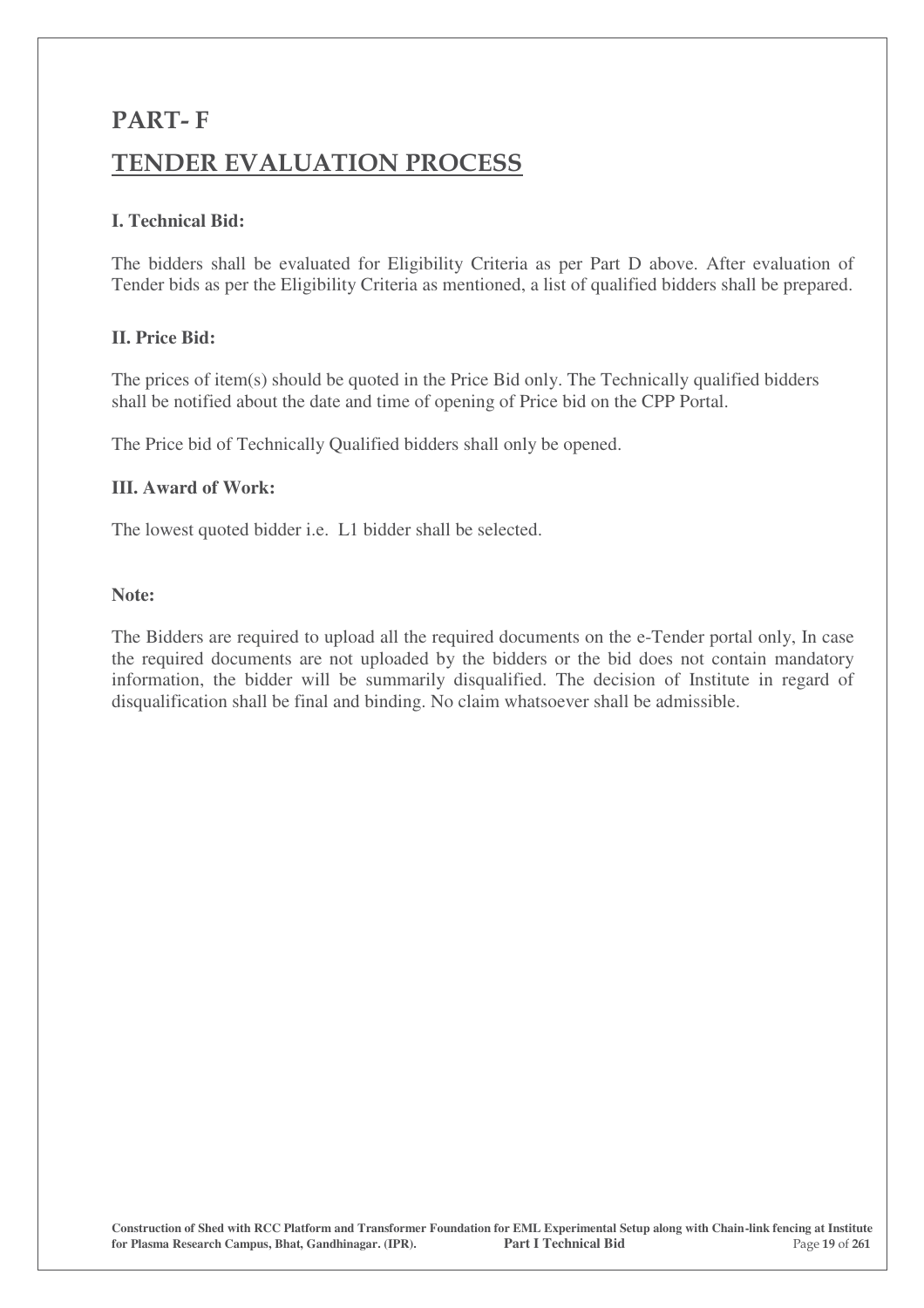# PART- F

## TENDER EVALUATION PROCESS

### I. Technical Bid:

The bidders shall be evaluated for Eligibility Criteria as per Part D above. After evaluation of Tender bids as per the Eligibility Criteria as mentioned, a list of qualified bidders shall be prepared.

### II. Price Bid:

The prices of item(s) should be quoted in the Price Bid only. The Technically qualified bidders shall be notified about the date and time of opening of Price bid on the CPP Portal.

The Price bid of Technically Qualified bidders shall only be opened.

### III. Award of Work:

The lowest quoted bidder i.e. L1 bidder shall be selected.

**Note:**

The Bidders are required to upload all the required documents on the e-Tender portal only, In case the required documents are not uploaded by the bidders or the bid does not contain mandatory information, the bidder will be summarily disqualified. The decision of Institute in regard of disqualification shall be final and binding. No claim whatsoever shall be admissible.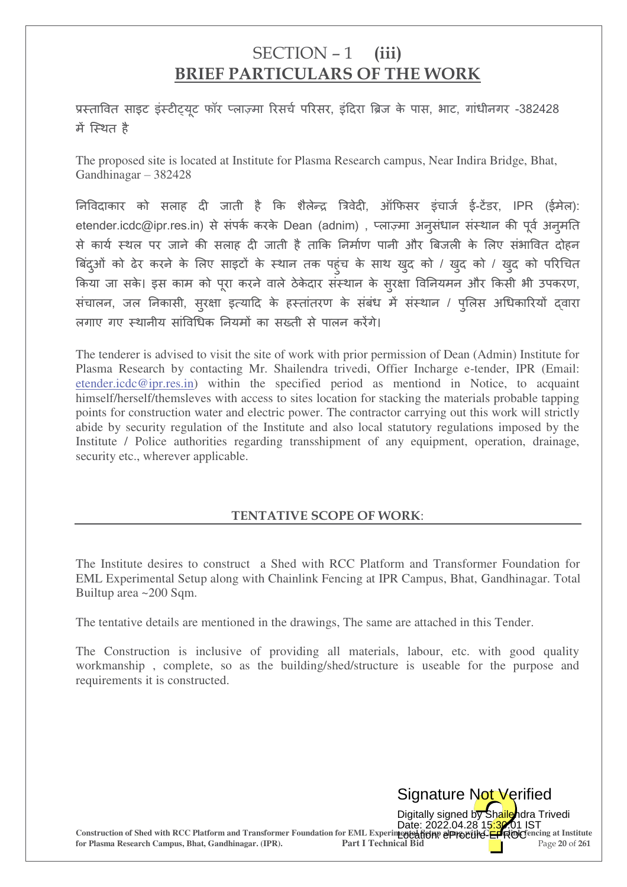# SECTION – 1 **(iii)**

## BRIEF PARTICULARS OF THE WORK

प्रस्तावित साइट इंस्टीट्यूट फॉर प्लाज़्मा रिसर्च परिसर, इंदिरा ब्रिज के पास, भाट, गांधीनगर -382428 में स्थित है

The proposed site is located at Institute for Plasma Research campus, Near Indira Bridge, Bhat, Gandhinagar – 382428

निविदाकार को सलाह दी जाती है कि शैलेन्द्र त्रिवेदी, ऑफिसर इंचार्ज ई-टेंडर, IPR (ईमेल): etender.icdc@ipr.res.in) से संपर्क करके Dean (adnim) , प्लाज़्मा अनुसंधान संस्थान की पूर्व अनुमति से कार्य स्थल पर जाने की सलाह दी जाती है ताकि निर्माण पानी और बिजली के लिए संभावित दोहन बिंदुओं को ढेर करने के लिए साइटों के स्थान तक पहुंच के साथ खुद को / खुद को / खुद को परिचित किया जा सके। इस काम को पूरा करने वाले ठेकेदार संस्थान के सुरक्षा विनियमन और किसी भी उपकरण, संचालन, जल निकासी, सुरक्षा इत्यादि के हस्तांतरण के संबंध में संस्थान / पुलिस अधिकारियों द्वारा लगाए गए स्थानीय सांविधिक नियमों का सख्ती से पालन करेंगे।

The tenderer is advised to visit the site of work with prior permission of Dean (Admin) Institute for Plasma Research by contacting Mr. Shailendra trivedi, Offier Incharge e-tender, IPR (Email: etender.icdc@ipr.res.in) within the specified period as mentiond in Notice, to acquaint himself/herself/themsleves with access to sites location for stacking the materials probable tapping points for construction water and electric power. The contractor carrying out this work will strictly abide by security regulation of the Institute and also local statutory regulations imposed by the Institute / Police authorities regarding transshipment of any equipment, operation, drainage, security etc., wherever applicable.

### TENTATIVE SCOPE OF WORK:

The Institute desires to construct a Shed with RCC Platform and Transformer Foundation for EML Experimental Setup along with Chainlink Fencing at IPR Campus, Bhat, Gandhinagar. Total Builtup area ~200 Sqm.

The tentative details are mentioned in the drawings, The same are attached in this Tender.

The Construction is inclusive of providing all materials, labour, etc. with good quality workmanship , complete, so as the building/shed/structure is useable for the purpose and requirements it is constructed.

Signature Not Verified
Digitally signed by Shailendra Trivedi
Date: 2022.04.28 15:30:01 IST
Location: eProcure-EPROC